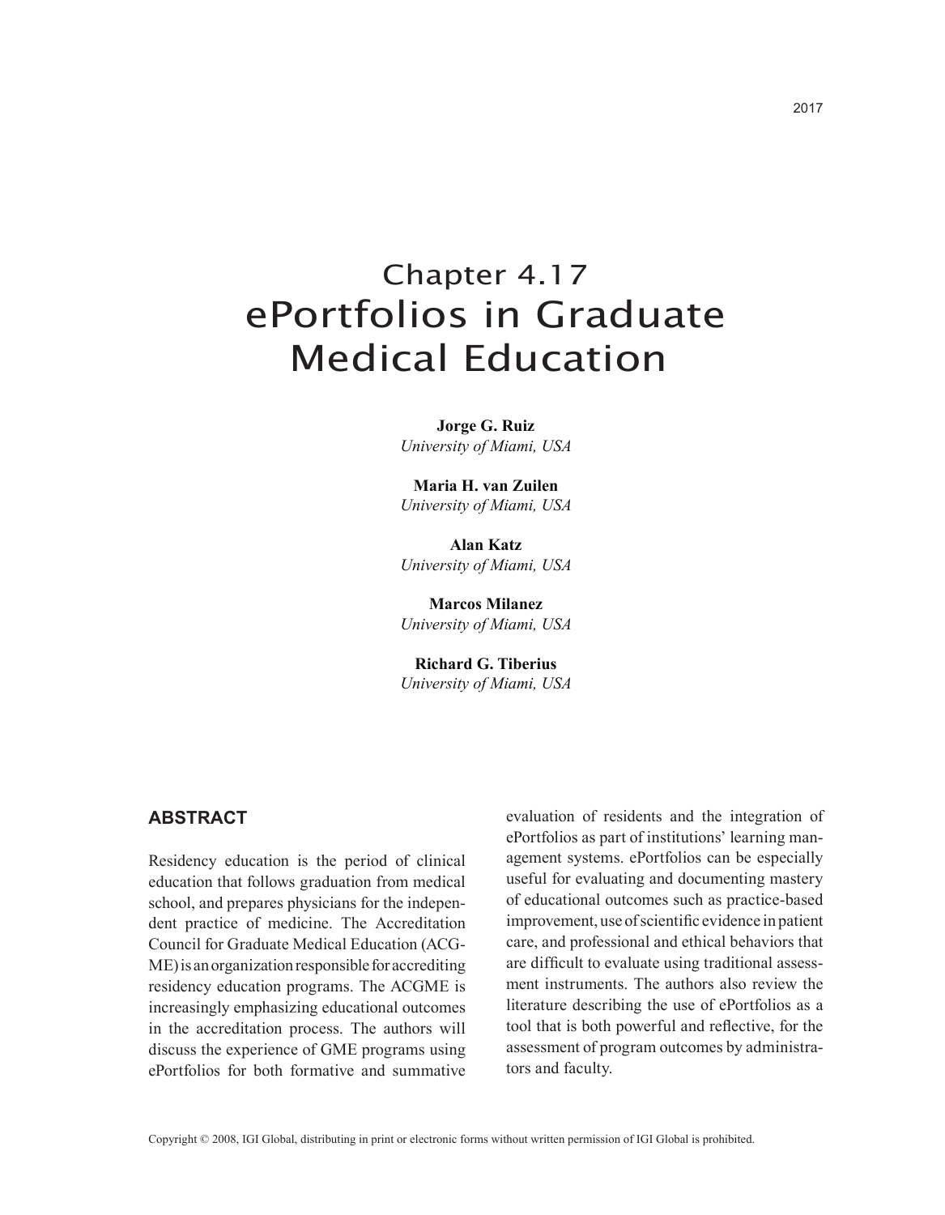# Chapter 4.17
# ePortfolios in Graduate Medical Education

**Jorge G. Ruiz**
*University of Miami, USA*

**Maria H. van Zuilen**
*University of Miami, USA*

**Alan Katz**
*University of Miami, USA*

**Marcos Milanez**
*University of Miami, USA*

**Richard G. Tiberius**
*University of Miami, USA*

## ABSTRACT

Residency education is the period of clinical education that follows graduation from medical school, and prepares physicians for the independent practice of medicine. The Accreditation Council for Graduate Medical Education (ACGME) is an organization responsible for accrediting residency education programs. The ACGME is increasingly emphasizing educational outcomes in the accreditation process. The authors will discuss the experience of GME programs using ePortfolios for both formative and summative evaluation of residents and the integration of ePortfolios as part of institutions' learning management systems. ePortfolios can be especially useful for evaluating and documenting mastery of educational outcomes such as practice-based improvement, use of scientific evidence in patient care, and professional and ethical behaviors that are difficult to evaluate using traditional assessment instruments. The authors also review the literature describing the use of ePortfolios as a tool that is both powerful and reflective, for the assessment of program outcomes by administrators and faculty.

Copyright © 2008, IGI Global, distributing in print or electronic forms without written permission of IGI Global is prohibited.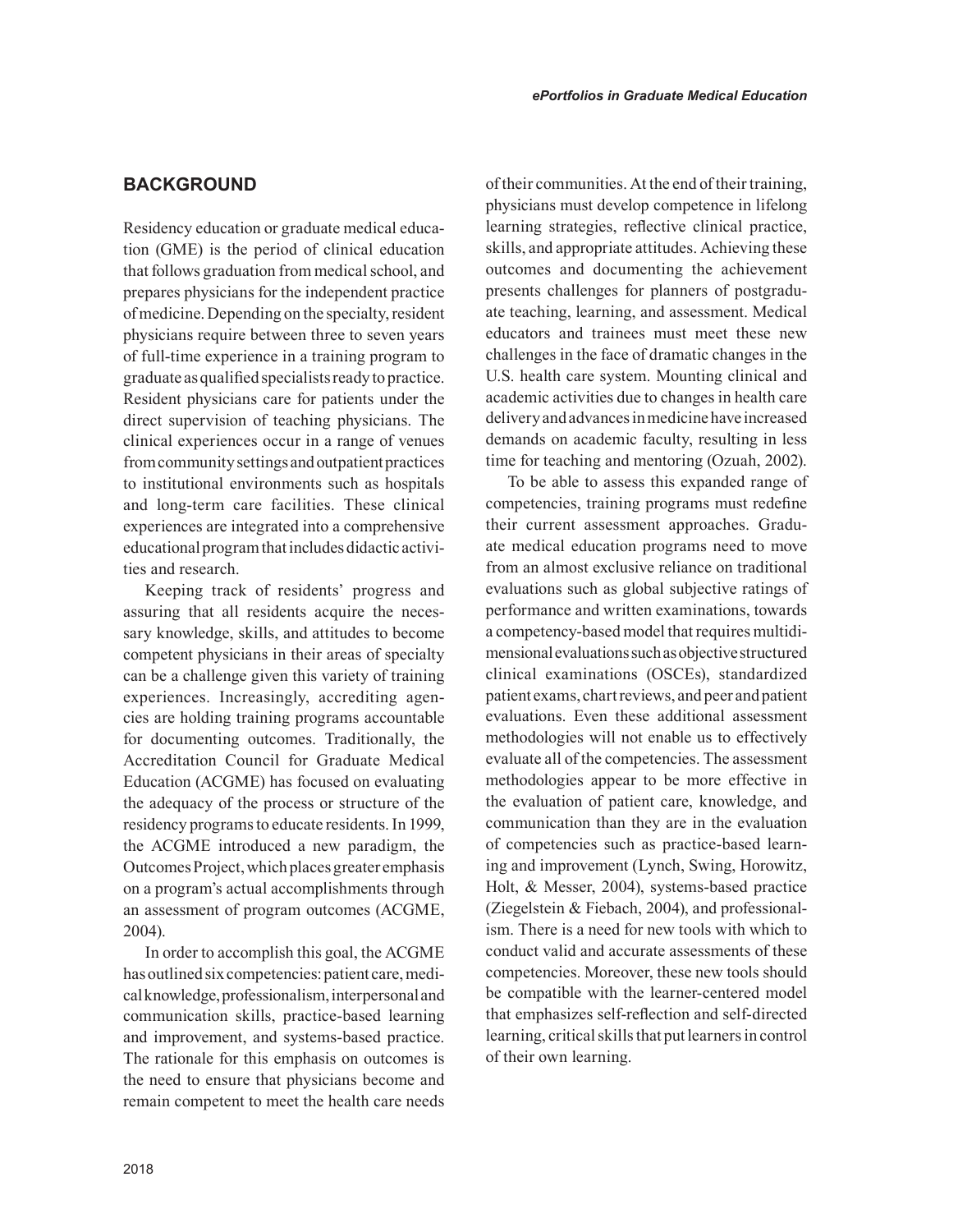## BACKGROUND

Residency education or graduate medical education (GME) is the period of clinical education that follows graduation from medical school, and prepares physicians for the independent practice of medicine. Depending on the specialty, resident physicians require between three to seven years of full-time experience in a training program to graduate as qualified specialists ready to practice. Resident physicians care for patients under the direct supervision of teaching physicians. The clinical experiences occur in a range of venues from community settings and outpatient practices to institutional environments such as hospitals and long-term care facilities. These clinical experiences are integrated into a comprehensive educational program that includes didactic activities and research.

Keeping track of residents' progress and assuring that all residents acquire the necessary knowledge, skills, and attitudes to become competent physicians in their areas of specialty can be a challenge given this variety of training experiences. Increasingly, accrediting agencies are holding training programs accountable for documenting outcomes. Traditionally, the Accreditation Council for Graduate Medical Education (ACGME) has focused on evaluating the adequacy of the process or structure of the residency programs to educate residents. In 1999, the ACGME introduced a new paradigm, the Outcomes Project, which places greater emphasis on a program's actual accomplishments through an assessment of program outcomes (ACGME, 2004).

In order to accomplish this goal, the ACGME has outlined six competencies: patient care, medical knowledge, professionalism, interpersonal and communication skills, practice-based learning and improvement, and systems-based practice. The rationale for this emphasis on outcomes is the need to ensure that physicians become and remain competent to meet the health care needs of their communities. At the end of their training, physicians must develop competence in lifelong learning strategies, reflective clinical practice, skills, and appropriate attitudes. Achieving these outcomes and documenting the achievement presents challenges for planners of postgraduate teaching, learning, and assessment. Medical educators and trainees must meet these new challenges in the face of dramatic changes in the U.S. health care system. Mounting clinical and academic activities due to changes in health care delivery and advances in medicine have increased demands on academic faculty, resulting in less time for teaching and mentoring (Ozuah, 2002).

To be able to assess this expanded range of competencies, training programs must redefine their current assessment approaches. Graduate medical education programs need to move from an almost exclusive reliance on traditional evaluations such as global subjective ratings of performance and written examinations, towards a competency-based model that requires multidimensional evaluations such as objective structured clinical examinations (OSCEs), standardized patient exams, chart reviews, and peer and patient evaluations. Even these additional assessment methodologies will not enable us to effectively evaluate all of the competencies. The assessment methodologies appear to be more effective in the evaluation of patient care, knowledge, and communication than they are in the evaluation of competencies such as practice-based learning and improvement (Lynch, Swing, Horowitz, Holt, & Messer, 2004), systems-based practice (Ziegelstein & Fiebach, 2004), and professionalism. There is a need for new tools with which to conduct valid and accurate assessments of these competencies. Moreover, these new tools should be compatible with the learner-centered model that emphasizes self-reflection and self-directed learning, critical skills that put learners in control of their own learning.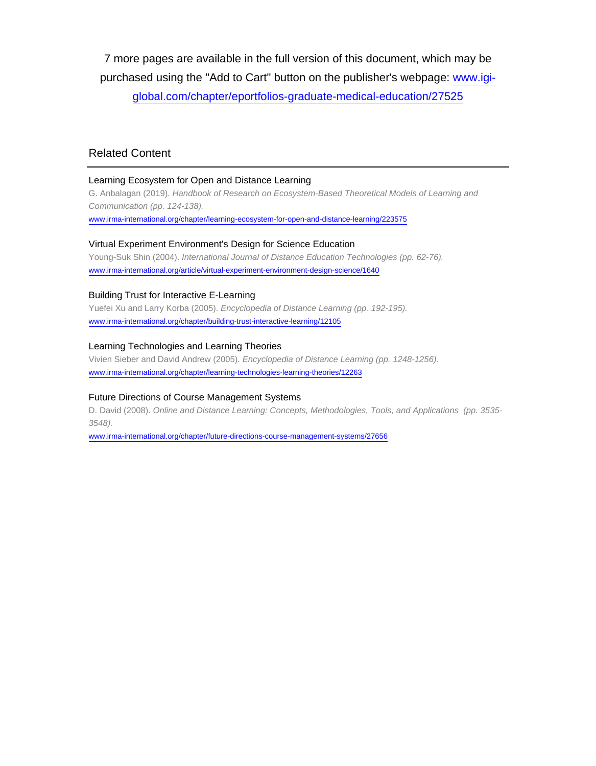7 more pages are available in the full version of this document, which may be purchased using the "Add to Cart" button on the publisher's webpage: [www.igi-global.com/chapter/eportfolios-graduate-medical-education/27525](www.igi-global.com/chapter/eportfolios-graduate-medical-education/27525)

## Related Content

Learning Ecosystem for Open and Distance Learning
G. Anbalagan (2019). *Handbook of Research on Ecosystem-Based Theoretical Models of Learning and Communication (pp. 124-138).*
[www.irma-international.org/chapter/learning-ecosystem-for-open-and-distance-learning/223575](www.irma-international.org/chapter/learning-ecosystem-for-open-and-distance-learning/223575)

Virtual Experiment Environment's Design for Science Education
Young-Suk Shin (2004). *International Journal of Distance Education Technologies (pp. 62-76).*
[www.irma-international.org/article/virtual-experiment-environment-design-science/1640](www.irma-international.org/article/virtual-experiment-environment-design-science/1640)

Building Trust for Interactive E-Learning
Yuefei Xu and Larry Korba (2005). *Encyclopedia of Distance Learning (pp. 192-195).*
[www.irma-international.org/chapter/building-trust-interactive-learning/12105](www.irma-international.org/chapter/building-trust-interactive-learning/12105)

Learning Technologies and Learning Theories
Vivien Sieber and David Andrew (2005). *Encyclopedia of Distance Learning (pp. 1248-1256).*
[www.irma-international.org/chapter/learning-technologies-learning-theories/12263](www.irma-international.org/chapter/learning-technologies-learning-theories/12263)

Future Directions of Course Management Systems
D. David (2008). *Online and Distance Learning: Concepts, Methodologies, Tools, and Applications (pp. 3535-3548).*
[www.irma-international.org/chapter/future-directions-course-management-systems/27656](www.irma-international.org/chapter/future-directions-course-management-systems/27656)